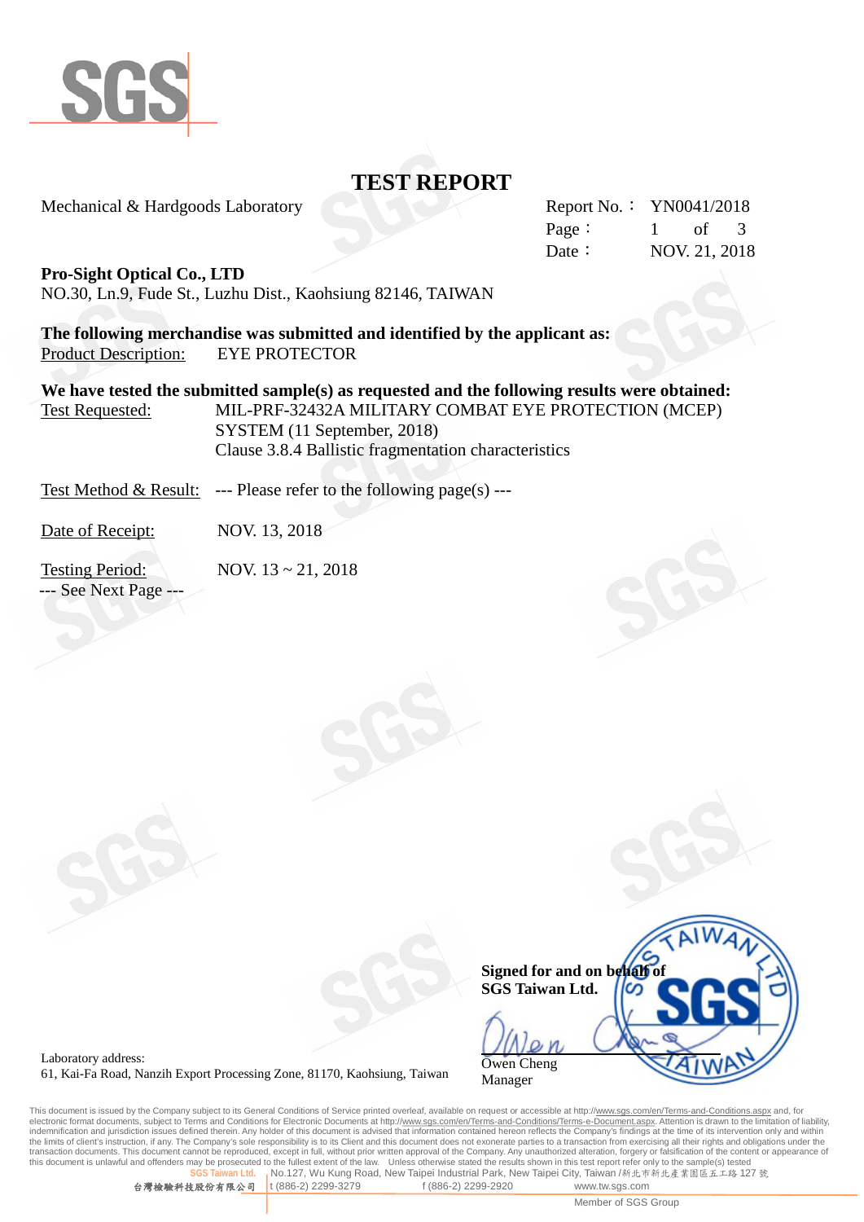# TEST REPORT

Mechanical & Hardgoods Laboratory

Report No.： YN0041/2018
Page： 1 of 3
Date： NOV. 21, 2018

**Pro-Sight Optical Co., LTD**
NO.30, Ln.9, Fude St., Luzhu Dist., Kaohsiung 82146, TAIWAN

**The following merchandise was submitted and identified by the applicant as:**
Product Description: EYE PROTECTOR

**We have tested the submitted sample(s) as requested and the following results were obtained:**
Test Requested: MIL-PRF-32432A MILITARY COMBAT EYE PROTECTION (MCEP) SYSTEM (11 September, 2018)
Clause 3.8.4 Ballistic fragmentation characteristics

Test Method & Result: --- Please refer to the following page(s) ---

Date of Receipt: NOV. 13, 2018

Testing Period: NOV. 13 ~ 21, 2018

--- See Next Page ---

**Signed for and on behalf of**
**SGS Taiwan Ltd.**

Owen Cheng
Manager

Laboratory address:
61, Kai-Fa Road, Nanzih Export Processing Zone, 81170, Kaohsiung, Taiwan

This document is issued by the Company subject to its General Conditions of Service printed overleaf, available on request or accessible at http://www.sgs.com/en/Terms-and-Conditions.aspx and, for electronic format documents, subject to Terms and Conditions for Electronic Documents at http://www.sgs.com/en/Terms-and-Conditions/Terms-e-Document.aspx. Attention is drawn to the limitation of liability, indemnification and jurisdiction issues defined therein. Any holder of this document is advised that information contained hereon reflects the Company's findings at the time of its intervention only and within the limits of client's instruction, if any. The Company's sole responsibility is to its Client and this document does not exonerate parties to a transaction from exercising all their rights and obligations under the transaction documents. This document cannot be reproduced, except in full, without prior written approval of the Company. Any unauthorized alteration, forgery or falsification of the content or appearance of this document is unlawful and offenders may be prosecuted to the fullest extent of the law. Unless otherwise stated the results shown in this test report refer only to the sample(s) tested

SGS Taiwan Ltd. No.127, Wu Kung Road, New Taipei Industrial Park, New Taipei City, Taiwan /新北市新北產業園區五工路 127 號
台灣檢驗科技股份有限公司 t (886-2) 2299-3279 f (886-2) 2299-2920 www.tw.sgs.com
Member of SGS Group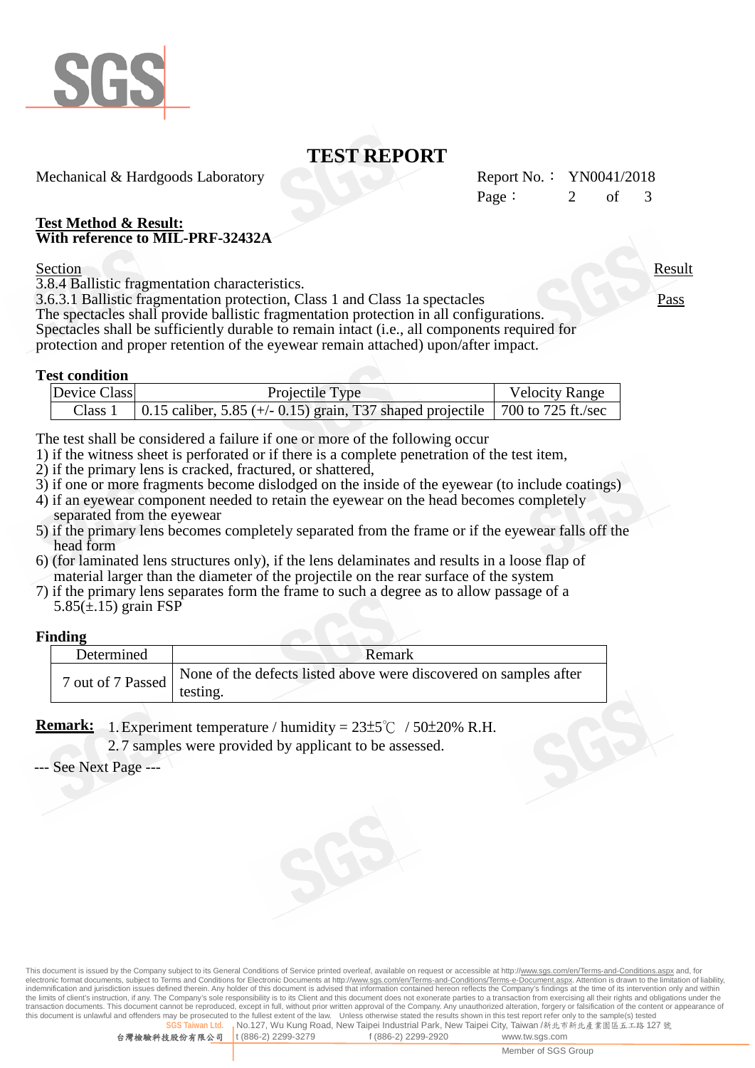# TEST REPORT

Mechanical & Hardgoods Laboratory

Report No.： YN0041/2018

**Test Method & Result:**
**With reference to MIL-PRF-32432A**

| Section | Result |
|---|---|
| 3.8.4 Ballistic fragmentation characteristics. | |
| 3.6.3.1 Ballistic fragmentation protection, Class 1 and Class 1a spectacles | Pass |

The spectacles shall provide ballistic fragmentation protection in all configurations. Spectacles shall be sufficiently durable to remain intact (i.e., all components required for protection and proper retention of the eyewear remain attached) upon/after impact.

**Test condition**

| Device Class | Projectile Type | Velocity Range |
|---|---|---|
| Class 1 | 0.15 caliber, 5.85 (+/- 0.15) grain, T37 shaped projectile | 700 to 725 ft./sec |

The test shall be considered a failure if one or more of the following occur

1) if the witness sheet is perforated or if there is a complete penetration of the test item,
2) if the primary lens is cracked, fractured, or shattered,
3) if one or more fragments become dislodged on the inside of the eyewear (to include coatings)
4) if an eyewear component needed to retain the eyewear on the head becomes completely separated from the eyewear
5) if the primary lens becomes completely separated from the frame or if the eyewear falls off the head form
6) (for laminated lens structures only), if the lens delaminates and results in a loose flap of material larger than the diameter of the projectile on the rear surface of the system
7) if the primary lens separates form the frame to such a degree as to allow passage of a 5.85(±.15) grain FSP

**Finding**

| Determined | Remark |
|---|---|
| 7 out of 7 Passed | None of the defects listed above were discovered on samples after testing. |

**Remark:** 1. Experiment temperature / humidity = 23±5℃ / 50±20% R.H.
2. 7 samples were provided by applicant to be assessed.

--- See Next Page ---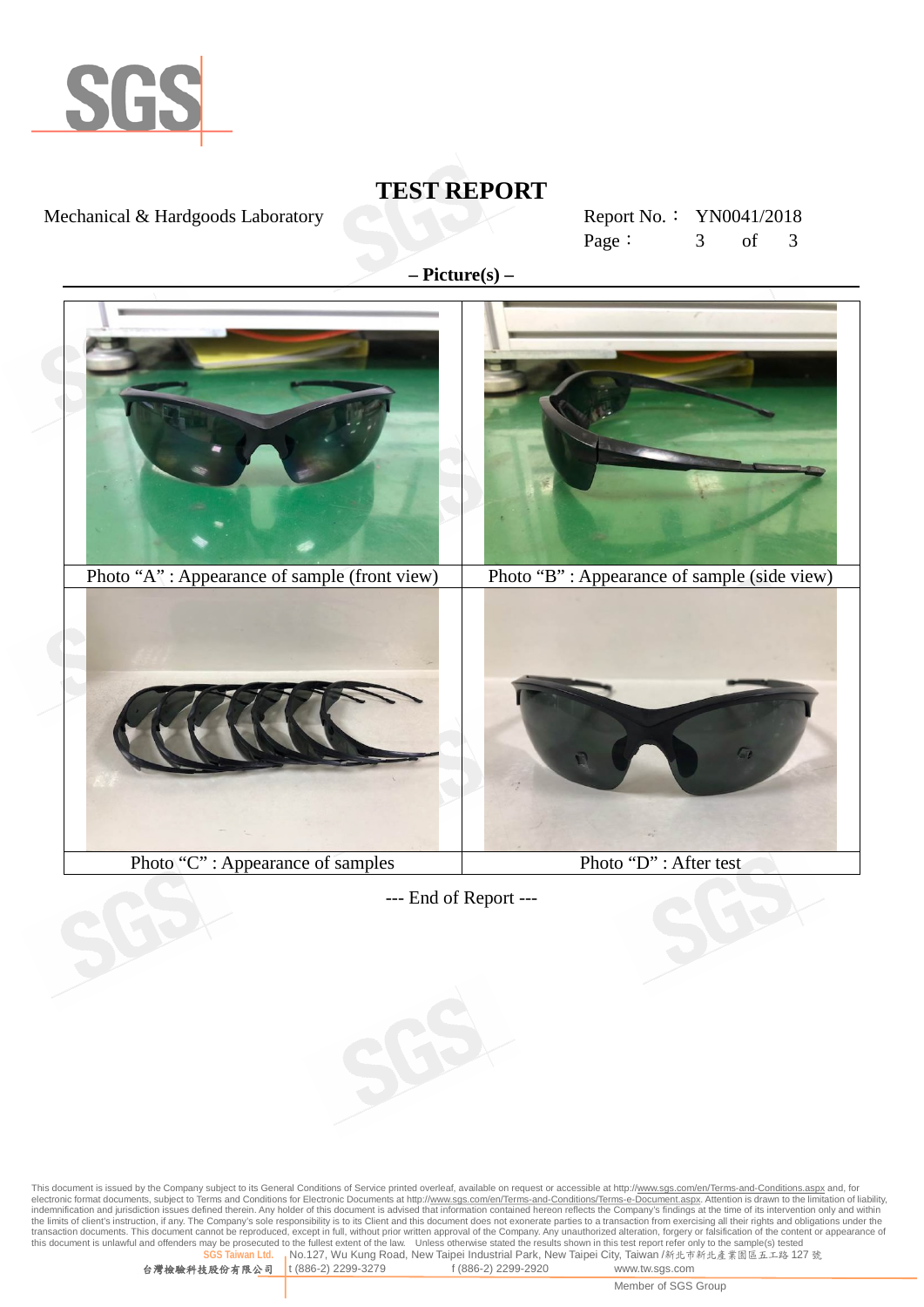# TEST REPORT

Mechanical & Hardgoods Laboratory

Report No.： YN0041/2018

## – Picture(s) –

| | |
|---|---|
| Photo “A” : Appearance of sample (front view) | Photo “B” : Appearance of sample (side view) |
| Photo “C” : Appearance of samples | Photo “D” : After test |

--- End of Report ---

This document is issued by the Company subject to its General Conditions of Service printed overleaf, available on request or accessible at http://www.sgs.com/en/Terms-and-Conditions.aspx and, for electronic format documents, subject to Terms and Conditions for Electronic Documents at http://www.sgs.com/en/Terms-and-Conditions/Terms-e-Document.aspx. Attention is drawn to the limitation of liability, indemnification and jurisdiction issues defined therein. Any holder of this document is advised that information contained hereon reflects the Company's findings at the time of its intervention only and within the limits of client's instruction, if any. The Company's sole responsibility is to its Client and this document does not exonerate parties to a transaction from exercising all their rights and obligations under the transaction documents. This document cannot be reproduced, except in full, without prior written approval of the Company. Any unauthorized alteration, forgery or falsification of the content or appearance of this document is unlawful and offenders may be prosecuted to the fullest extent of the law. Unless otherwise stated the results shown in this test report refer only to the sample(s) tested

SGS Taiwan Ltd. 台灣檢驗科技股份有限公司 | No.127, Wu Kung Road, New Taipei Industrial Park, New Taipei City, Taiwan /新北市新北產業園區五工路 127 號 | t (886-2) 2299-3279 | f (886-2) 2299-2920 | www.tw.sgs.com

Member of SGS Group